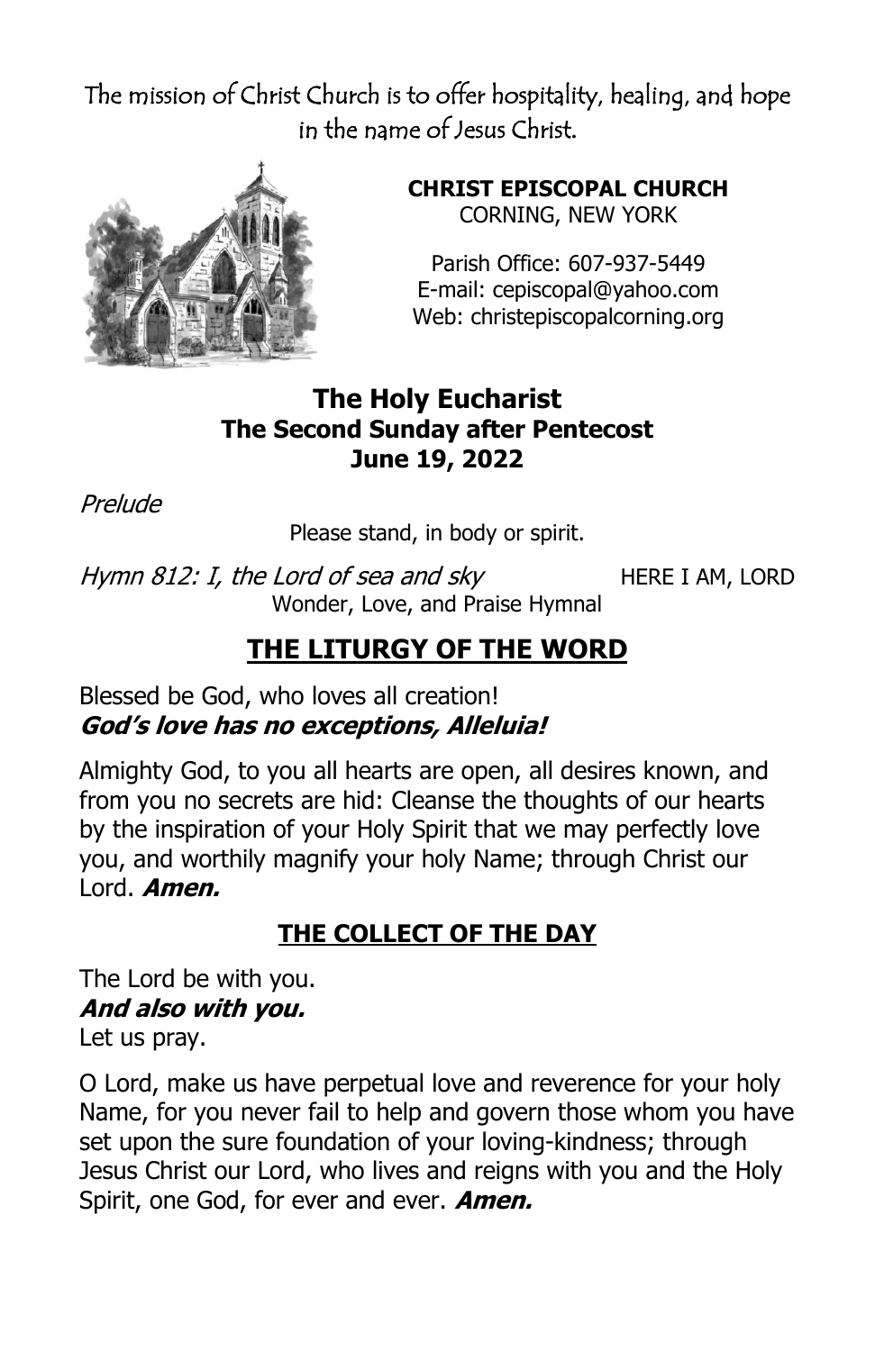The mission of Christ Church is to offer hospitality, healing, and hope in the name of Jesus Christ.

**CHRIST EPISCOPAL CHURCH**
CORNING, NEW YORK

Parish Office: 607-937-5449
E-mail: cepiscopal@yahoo.com
Web: christepiscopalcorning.org

## The Holy Eucharist
## The Second Sunday after Pentecost
## June 19, 2022

*Prelude*

Please stand, in body or spirit.

*Hymn 812: I, the Lord of sea and sky* HERE I AM, LORD
Wonder, Love, and Praise Hymnal

## THE LITURGY OF THE WORD

Blessed be God, who loves all creation!
***God's love has no exceptions, Alleluia!***

Almighty God, to you all hearts are open, all desires known, and from you no secrets are hid: Cleanse the thoughts of our hearts by the inspiration of your Holy Spirit that we may perfectly love you, and worthily magnify your holy Name; through Christ our Lord. ***Amen.***

## THE COLLECT OF THE DAY

The Lord be with you.
***And also with you.***
Let us pray.

O Lord, make us have perpetual love and reverence for your holy Name, for you never fail to help and govern those whom you have set upon the sure foundation of your loving-kindness; through Jesus Christ our Lord, who lives and reigns with you and the Holy Spirit, one God, for ever and ever. ***Amen.***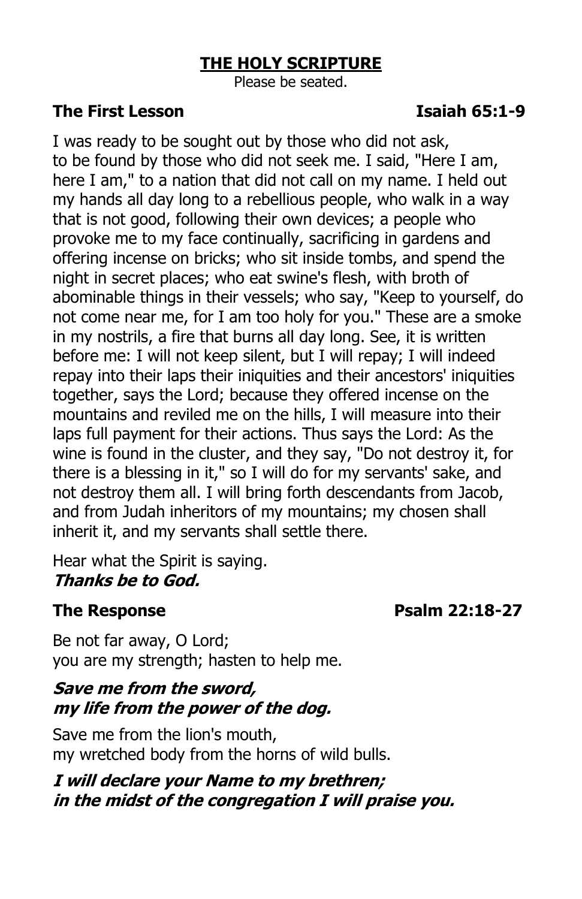## THE HOLY SCRIPTURE

Please be seated.

**The First Lesson** **Isaiah 65:1-9**

I was ready to be sought out by those who did not ask, to be found by those who did not seek me. I said, "Here I am, here I am," to a nation that did not call on my name. I held out my hands all day long to a rebellious people, who walk in a way that is not good, following their own devices; a people who provoke me to my face continually, sacrificing in gardens and offering incense on bricks; who sit inside tombs, and spend the night in secret places; who eat swine's flesh, with broth of abominable things in their vessels; who say, "Keep to yourself, do not come near me, for I am too holy for you." These are a smoke in my nostrils, a fire that burns all day long. See, it is written before me: I will not keep silent, but I will repay; I will indeed repay into their laps their iniquities and their ancestors' iniquities together, says the Lord; because they offered incense on the mountains and reviled me on the hills, I will measure into their laps full payment for their actions. Thus says the Lord: As the wine is found in the cluster, and they say, "Do not destroy it, for there is a blessing in it," so I will do for my servants' sake, and not destroy them all. I will bring forth descendants from Jacob, and from Judah inheritors of my mountains; my chosen shall inherit it, and my servants shall settle there.

Hear what the Spirit is saying.
***Thanks be to God.***

**The Response** **Psalm 22:18-27**

Be not far away, O Lord;
you are my strength; hasten to help me.

***Save me from the sword,***
***my life from the power of the dog.***

Save me from the lion's mouth,
my wretched body from the horns of wild bulls.

***I will declare your Name to my brethren;***
***in the midst of the congregation I will praise you.***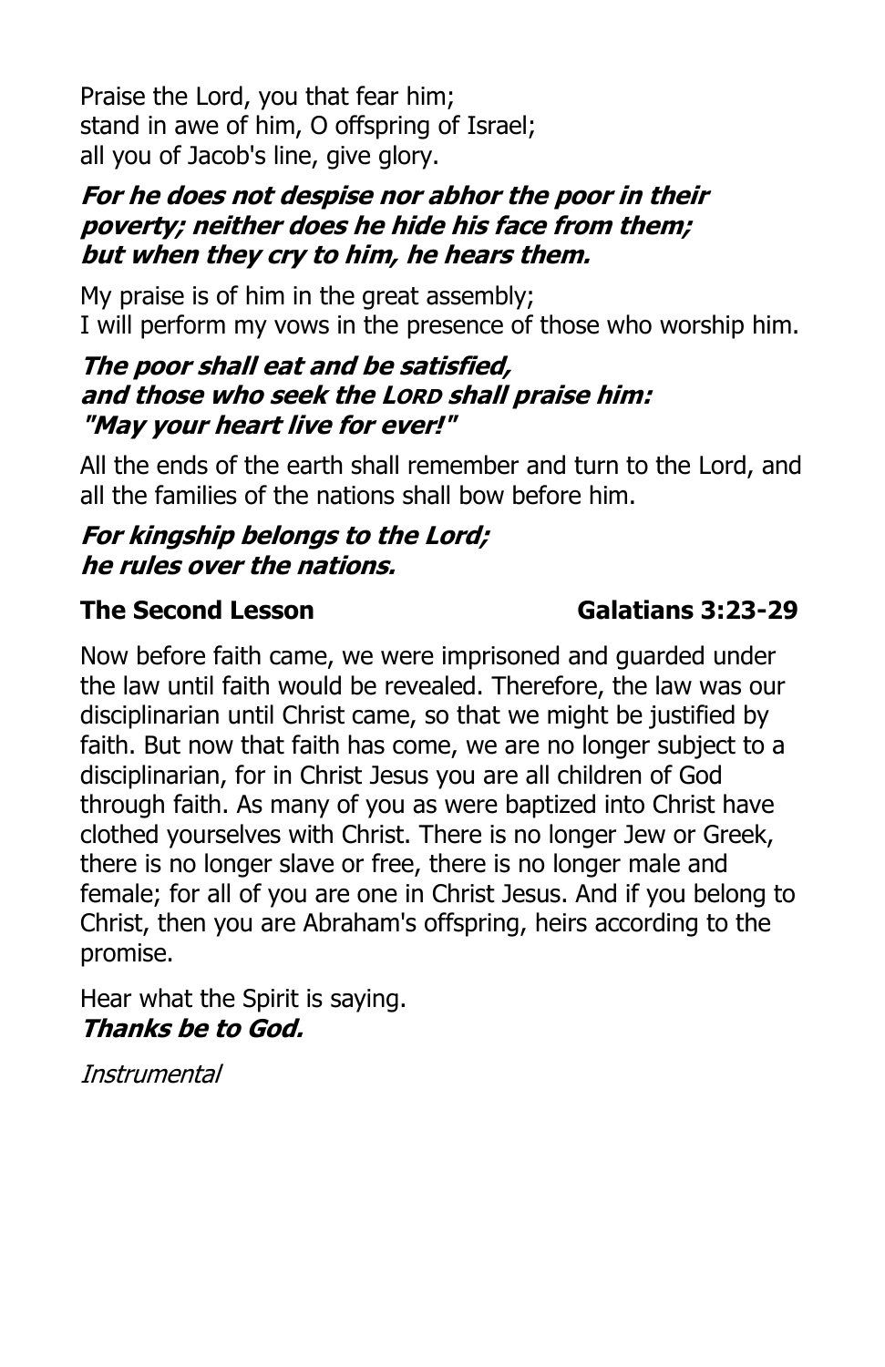Praise the Lord, you that fear him;
stand in awe of him, O offspring of Israel;
all you of Jacob's line, give glory.

***For he does not despise nor abhor the poor in their poverty; neither does he hide his face from them; but when they cry to him, he hears them.***

My praise is of him in the great assembly;
I will perform my vows in the presence of those who worship him.

***The poor shall eat and be satisfied, and those who seek the LORD shall praise him: "May your heart live for ever!"***

All the ends of the earth shall remember and turn to the Lord, and all the families of the nations shall bow before him.

***For kingship belongs to the Lord; he rules over the nations.***

**The Second Lesson** **Galatians 3:23-29**

Now before faith came, we were imprisoned and guarded under the law until faith would be revealed. Therefore, the law was our disciplinarian until Christ came, so that we might be justified by faith. But now that faith has come, we are no longer subject to a disciplinarian, for in Christ Jesus you are all children of God through faith. As many of you as were baptized into Christ have clothed yourselves with Christ. There is no longer Jew or Greek, there is no longer slave or free, there is no longer male and female; for all of you are one in Christ Jesus. And if you belong to Christ, then you are Abraham's offspring, heirs according to the promise.

Hear what the Spirit is saying.
***Thanks be to God.***

*Instrumental*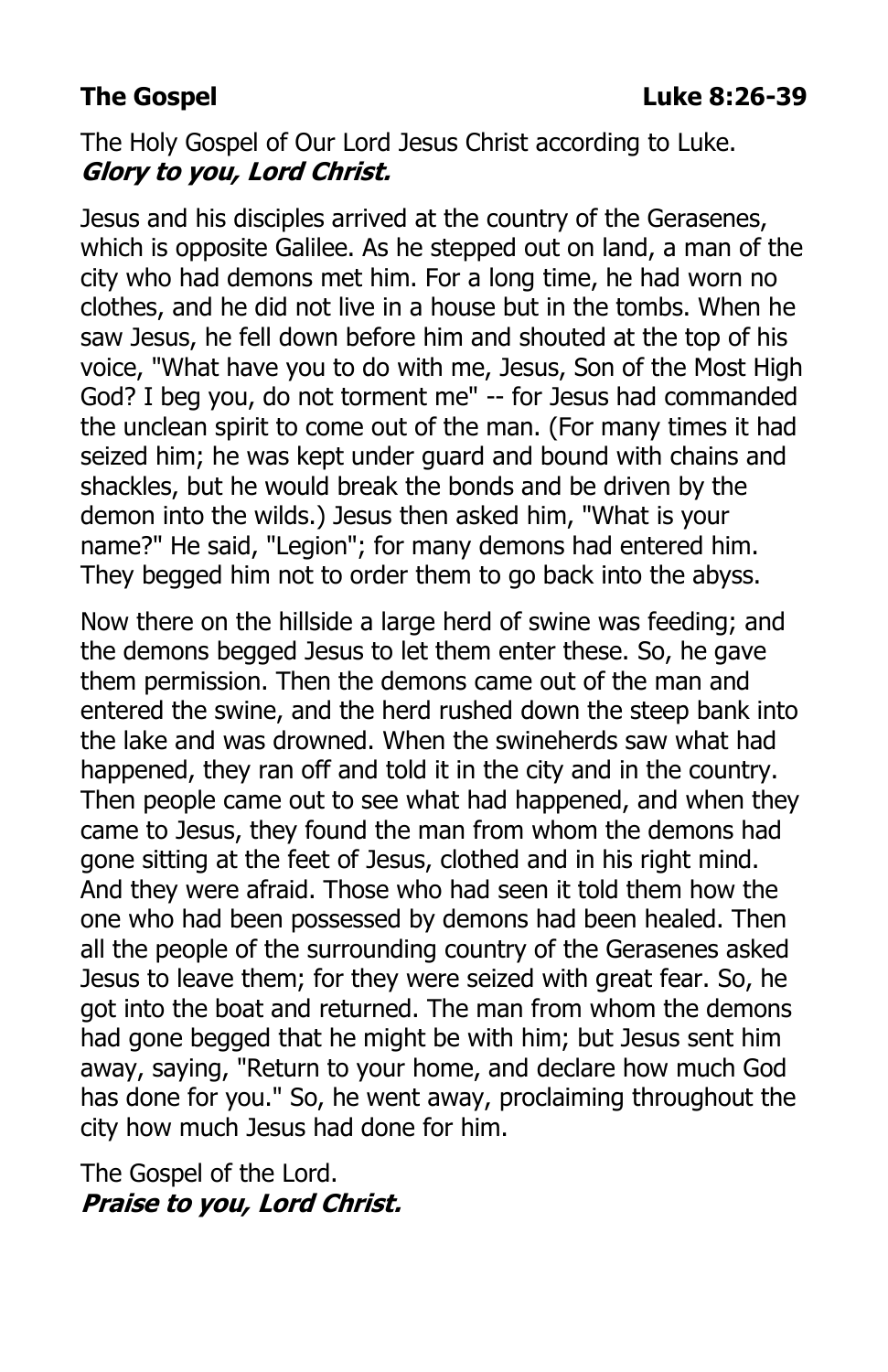**The Gospel** **Luke 8:26-39**

The Holy Gospel of Our Lord Jesus Christ according to Luke.
***Glory to you, Lord Christ.***

Jesus and his disciples arrived at the country of the Gerasenes, which is opposite Galilee. As he stepped out on land, a man of the city who had demons met him. For a long time, he had worn no clothes, and he did not live in a house but in the tombs. When he saw Jesus, he fell down before him and shouted at the top of his voice, "What have you to do with me, Jesus, Son of the Most High God? I beg you, do not torment me" -- for Jesus had commanded the unclean spirit to come out of the man. (For many times it had seized him; he was kept under guard and bound with chains and shackles, but he would break the bonds and be driven by the demon into the wilds.) Jesus then asked him, "What is your name?" He said, "Legion"; for many demons had entered him. They begged him not to order them to go back into the abyss.

Now there on the hillside a large herd of swine was feeding; and the demons begged Jesus to let them enter these. So, he gave them permission. Then the demons came out of the man and entered the swine, and the herd rushed down the steep bank into the lake and was drowned. When the swineherds saw what had happened, they ran off and told it in the city and in the country. Then people came out to see what had happened, and when they came to Jesus, they found the man from whom the demons had gone sitting at the feet of Jesus, clothed and in his right mind. And they were afraid. Those who had seen it told them how the one who had been possessed by demons had been healed. Then all the people of the surrounding country of the Gerasenes asked Jesus to leave them; for they were seized with great fear. So, he got into the boat and returned. The man from whom the demons had gone begged that he might be with him; but Jesus sent him away, saying, "Return to your home, and declare how much God has done for you." So, he went away, proclaiming throughout the city how much Jesus had done for him.

The Gospel of the Lord.
***Praise to you, Lord Christ.***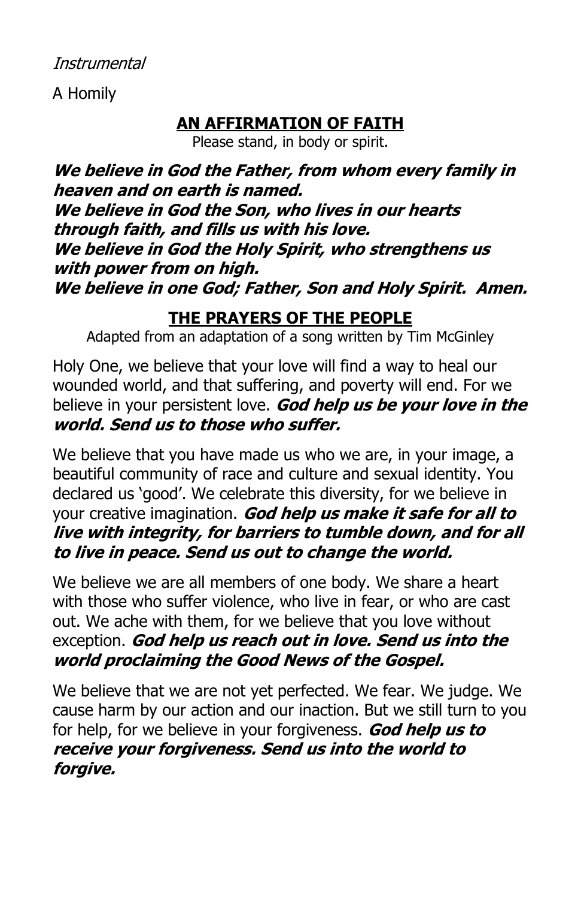*Instrumental*

A Homily

## AN AFFIRMATION OF FAITH

Please stand, in body or spirit.

***We believe in God the Father, from whom every family in heaven and on earth is named.***
***We believe in God the Son, who lives in our hearts through faith, and fills us with his love.***
***We believe in God the Holy Spirit, who strengthens us with power from on high.***
***We believe in one God; Father, Son and Holy Spirit. Amen.***

## THE PRAYERS OF THE PEOPLE

Adapted from an adaptation of a song written by Tim McGinley

Holy One, we believe that your love will find a way to heal our wounded world, and that suffering, and poverty will end. For we believe in your persistent love. ***God help us be your love in the world. Send us to those who suffer.***

We believe that you have made us who we are, in your image, a beautiful community of race and culture and sexual identity. You declared us 'good'. We celebrate this diversity, for we believe in your creative imagination. ***God help us make it safe for all to live with integrity, for barriers to tumble down, and for all to live in peace. Send us out to change the world.***

We believe we are all members of one body. We share a heart with those who suffer violence, who live in fear, or who are cast out. We ache with them, for we believe that you love without exception. ***God help us reach out in love. Send us into the world proclaiming the Good News of the Gospel.***

We believe that we are not yet perfected. We fear. We judge. We cause harm by our action and our inaction. But we still turn to you for help, for we believe in your forgiveness. ***God help us to receive your forgiveness. Send us into the world to forgive.***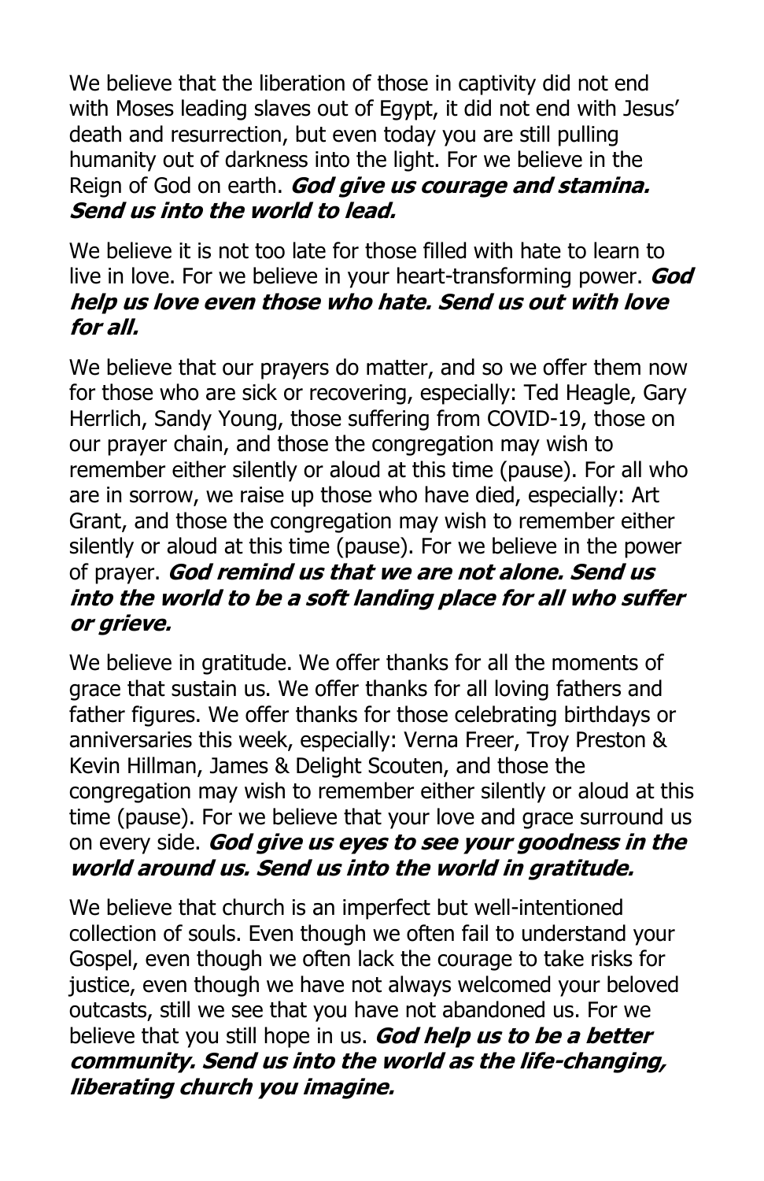We believe that the liberation of those in captivity did not end with Moses leading slaves out of Egypt, it did not end with Jesus' death and resurrection, but even today you are still pulling humanity out of darkness into the light. For we believe in the Reign of God on earth. ***God give us courage and stamina. Send us into the world to lead.***

We believe it is not too late for those filled with hate to learn to live in love. For we believe in your heart-transforming power. ***God help us love even those who hate. Send us out with love for all.***

We believe that our prayers do matter, and so we offer them now for those who are sick or recovering, especially: Ted Heagle, Gary Herrlich, Sandy Young, those suffering from COVID-19, those on our prayer chain, and those the congregation may wish to remember either silently or aloud at this time (pause). For all who are in sorrow, we raise up those who have died, especially: Art Grant, and those the congregation may wish to remember either silently or aloud at this time (pause). For we believe in the power of prayer. ***God remind us that we are not alone. Send us into the world to be a soft landing place for all who suffer or grieve.***

We believe in gratitude. We offer thanks for all the moments of grace that sustain us. We offer thanks for all loving fathers and father figures. We offer thanks for those celebrating birthdays or anniversaries this week, especially: Verna Freer, Troy Preston & Kevin Hillman, James & Delight Scouten, and those the congregation may wish to remember either silently or aloud at this time (pause). For we believe that your love and grace surround us on every side. ***God give us eyes to see your goodness in the world around us. Send us into the world in gratitude.***

We believe that church is an imperfect but well-intentioned collection of souls. Even though we often fail to understand your Gospel, even though we often lack the courage to take risks for justice, even though we have not always welcomed your beloved outcasts, still we see that you have not abandoned us. For we believe that you still hope in us. ***God help us to be a better community. Send us into the world as the life-changing, liberating church you imagine.***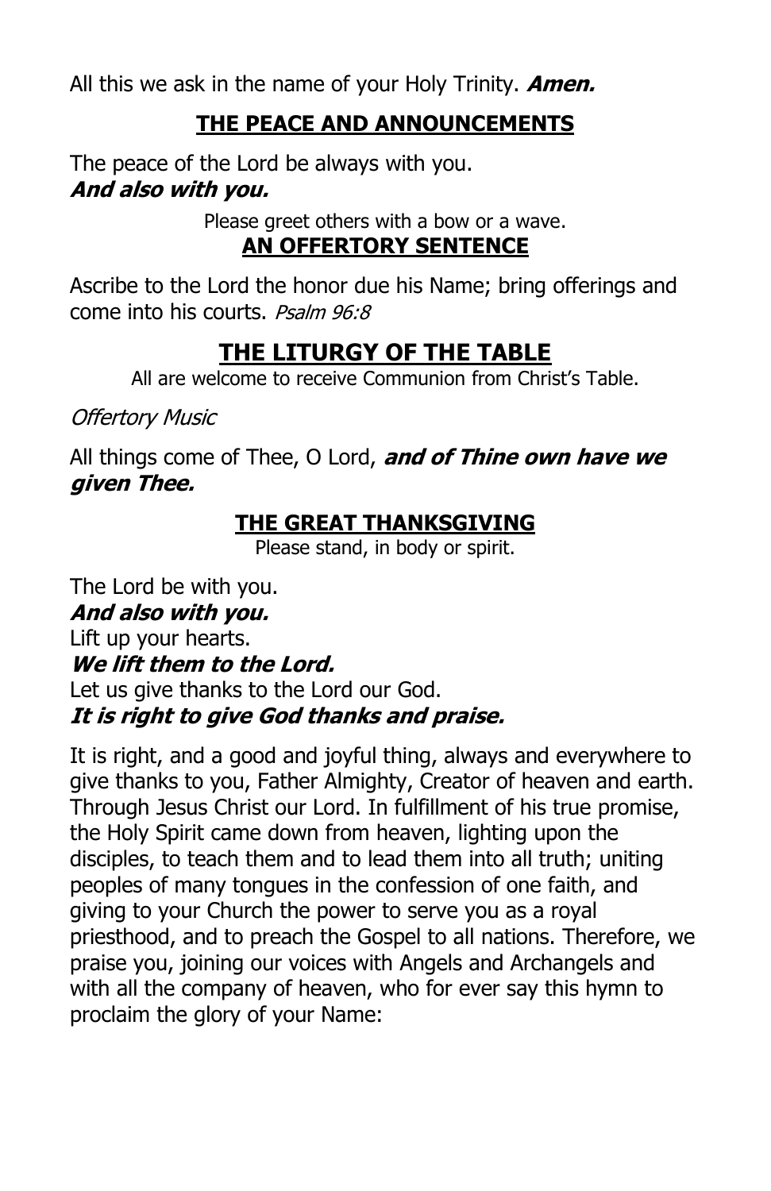All this we ask in the name of your Holy Trinity. ***Amen.***

## THE PEACE AND ANNOUNCEMENTS

The peace of the Lord be always with you.
***And also with you.***

Please greet others with a bow or a wave.

## AN OFFERTORY SENTENCE

Ascribe to the Lord the honor due his Name; bring offerings and come into his courts. *Psalm 96:8*

# THE LITURGY OF THE TABLE

All are welcome to receive Communion from Christ's Table.

*Offertory Music*

All things come of Thee, O Lord, ***and of Thine own have we given Thee.***

## THE GREAT THANKSGIVING

Please stand, in body or spirit.

The Lord be with you.
***And also with you.***
Lift up your hearts.
***We lift them to the Lord.***
Let us give thanks to the Lord our God.
***It is right to give God thanks and praise.***

It is right, and a good and joyful thing, always and everywhere to give thanks to you, Father Almighty, Creator of heaven and earth. Through Jesus Christ our Lord. In fulfillment of his true promise, the Holy Spirit came down from heaven, lighting upon the disciples, to teach them and to lead them into all truth; uniting peoples of many tongues in the confession of one faith, and giving to your Church the power to serve you as a royal priesthood, and to preach the Gospel to all nations. Therefore, we praise you, joining our voices with Angels and Archangels and with all the company of heaven, who for ever say this hymn to proclaim the glory of your Name: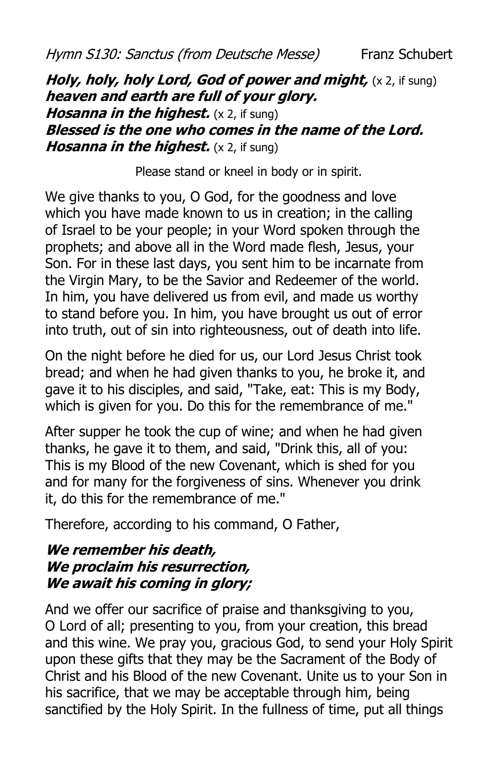*Hymn S130: Sanctus (from Deutsche Messe)* Franz Schubert

***Holy, holy, holy Lord, God of power and might,*** (x 2, if sung)
***heaven and earth are full of your glory.***
***Hosanna in the highest.*** (x 2, if sung)
***Blessed is the one who comes in the name of the Lord.***
***Hosanna in the highest.*** (x 2, if sung)

Please stand or kneel in body or in spirit.

We give thanks to you, O God, for the goodness and love which you have made known to us in creation; in the calling of Israel to be your people; in your Word spoken through the prophets; and above all in the Word made flesh, Jesus, your Son. For in these last days, you sent him to be incarnate from the Virgin Mary, to be the Savior and Redeemer of the world. In him, you have delivered us from evil, and made us worthy to stand before you. In him, you have brought us out of error into truth, out of sin into righteousness, out of death into life.

On the night before he died for us, our Lord Jesus Christ took bread; and when he had given thanks to you, he broke it, and gave it to his disciples, and said, "Take, eat: This is my Body, which is given for you. Do this for the remembrance of me."

After supper he took the cup of wine; and when he had given thanks, he gave it to them, and said, "Drink this, all of you: This is my Blood of the new Covenant, which is shed for you and for many for the forgiveness of sins. Whenever you drink it, do this for the remembrance of me."

Therefore, according to his command, O Father,

***We remember his death,***
***We proclaim his resurrection,***
***We await his coming in glory;***

And we offer our sacrifice of praise and thanksgiving to you, O Lord of all; presenting to you, from your creation, this bread and this wine. We pray you, gracious God, to send your Holy Spirit upon these gifts that they may be the Sacrament of the Body of Christ and his Blood of the new Covenant. Unite us to your Son in his sacrifice, that we may be acceptable through him, being sanctified by the Holy Spirit. In the fullness of time, put all things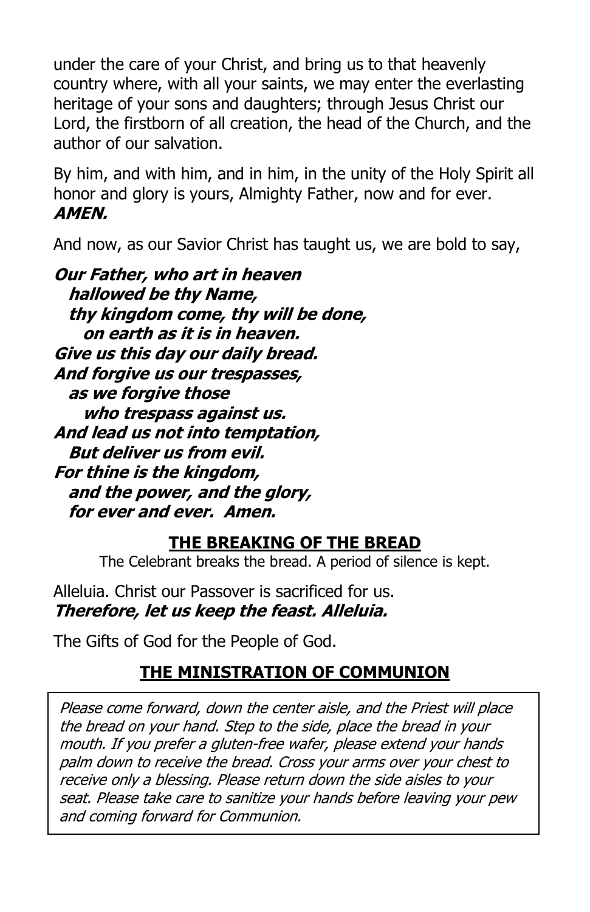under the care of your Christ, and bring us to that heavenly country where, with all your saints, we may enter the everlasting heritage of your sons and daughters; through Jesus Christ our Lord, the firstborn of all creation, the head of the Church, and the author of our salvation.

By him, and with him, and in him, in the unity of the Holy Spirit all honor and glory is yours, Almighty Father, now and for ever. ***AMEN.***

And now, as our Savior Christ has taught us, we are bold to say,

***Our Father, who art in heaven***  
***hallowed be thy Name,***  
***thy kingdom come, thy will be done,***  
***on earth as it is in heaven.***  
***Give us this day our daily bread.***  
***And forgive us our trespasses,***  
***as we forgive those***  
***who trespass against us.***  
***And lead us not into temptation,***  
***But deliver us from evil.***  
***For thine is the kingdom,***  
***and the power, and the glory,***  
***for ever and ever. Amen.***

## THE BREAKING OF THE BREAD

The Celebrant breaks the bread. A period of silence is kept.

Alleluia. Christ our Passover is sacrificed for us.  
***Therefore, let us keep the feast. Alleluia.***

The Gifts of God for the People of God.

## THE MINISTRATION OF COMMUNION

*Please come forward, down the center aisle, and the Priest will place the bread on your hand. Step to the side, place the bread in your mouth. If you prefer a gluten-free wafer, please extend your hands palm down to receive the bread. Cross your arms over your chest to receive only a blessing. Please return down the side aisles to your seat. Please take care to sanitize your hands before leaving your pew and coming forward for Communion.*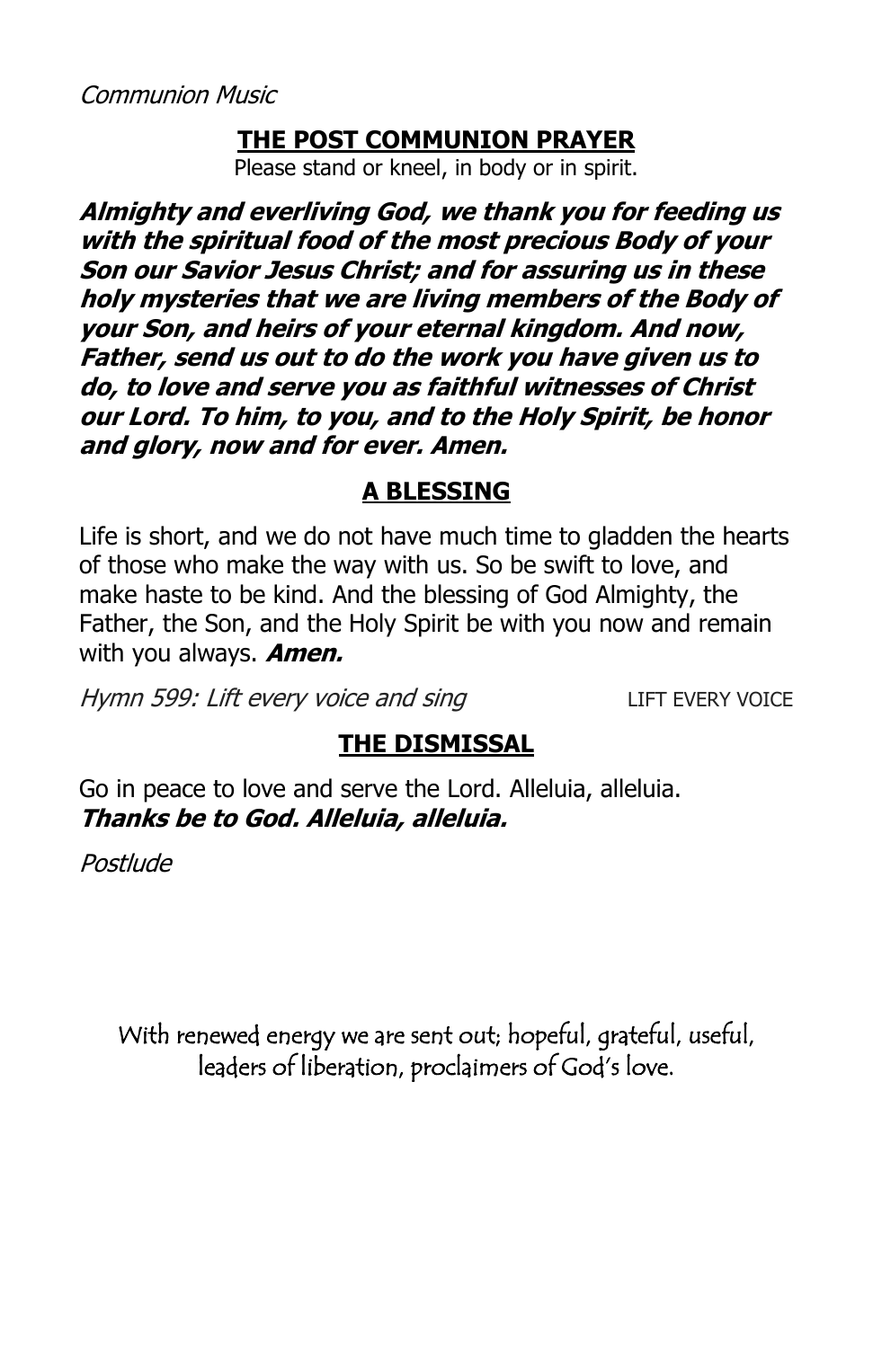*Communion Music*

## THE POST COMMUNION PRAYER

Please stand or kneel, in body or in spirit.

***Almighty and everliving God, we thank you for feeding us with the spiritual food of the most precious Body of your Son our Savior Jesus Christ; and for assuring us in these holy mysteries that we are living members of the Body of your Son, and heirs of your eternal kingdom. And now, Father, send us out to do the work you have given us to do, to love and serve you as faithful witnesses of Christ our Lord. To him, to you, and to the Holy Spirit, be honor and glory, now and for ever. Amen.***

## A BLESSING

Life is short, and we do not have much time to gladden the hearts of those who make the way with us. So be swift to love, and make haste to be kind. And the blessing of God Almighty, the Father, the Son, and the Holy Spirit be with you now and remain with you always. ***Amen.***

*Hymn 599: Lift every voice and sing* LIFT EVERY VOICE

## THE DISMISSAL

Go in peace to love and serve the Lord. Alleluia, alleluia.
***Thanks be to God. Alleluia, alleluia.***

*Postlude*

With renewed energy we are sent out; hopeful, grateful, useful, leaders of liberation, proclaimers of God's love.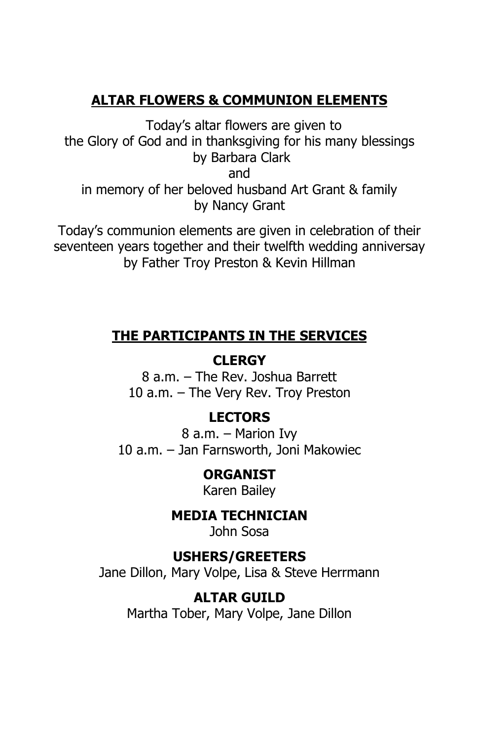## ALTAR FLOWERS & COMMUNION ELEMENTS

Today's altar flowers are given to
the Glory of God and in thanksgiving for his many blessings
by Barbara Clark
and
in memory of her beloved husband Art Grant & family
by Nancy Grant

Today's communion elements are given in celebration of their seventeen years together and their twelfth wedding anniversay
by Father Troy Preston & Kevin Hillman

## THE PARTICIPANTS IN THE SERVICES

### CLERGY

8 a.m. – The Rev. Joshua Barrett
10 a.m. – The Very Rev. Troy Preston

### LECTORS

8 a.m. – Marion Ivy
10 a.m. – Jan Farnsworth, Joni Makowiec

### ORGANIST

Karen Bailey

### MEDIA TECHNICIAN

John Sosa

### USHERS/GREETERS

Jane Dillon, Mary Volpe, Lisa & Steve Herrmann

### ALTAR GUILD

Martha Tober, Mary Volpe, Jane Dillon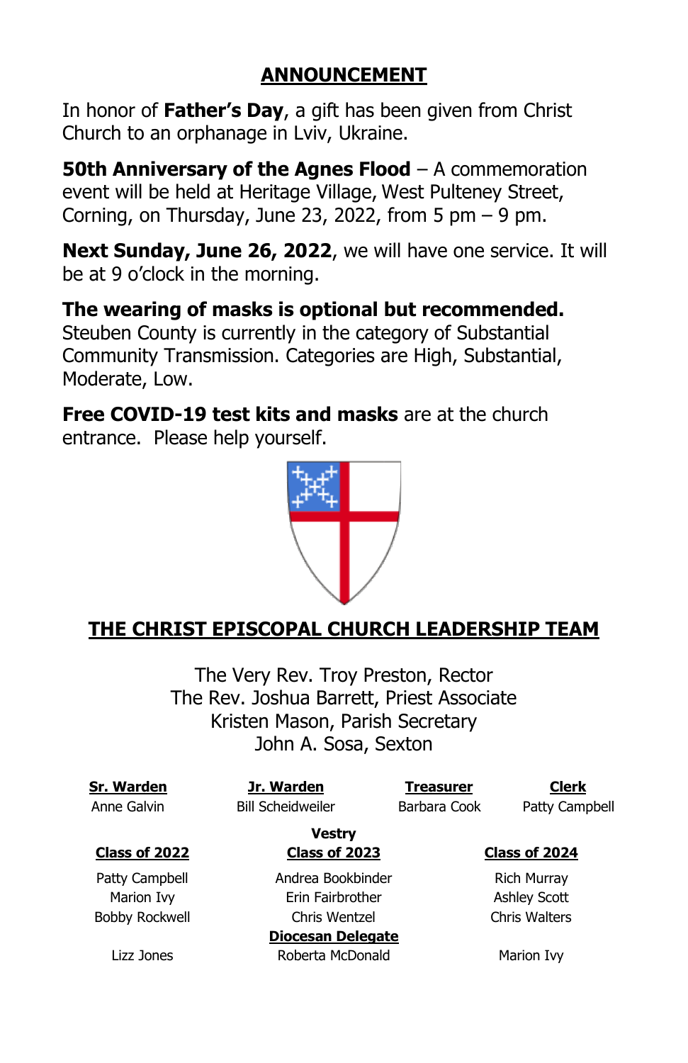## ANNOUNCEMENT

In honor of **Father's Day**, a gift has been given from Christ Church to an orphanage in Lviv, Ukraine.

**50th Anniversary of the Agnes Flood** – A commemoration event will be held at Heritage Village, West Pulteney Street, Corning, on Thursday, June 23, 2022, from 5 pm – 9 pm.

**Next Sunday, June 26, 2022**, we will have one service. It will be at 9 o'clock in the morning.

**The wearing of masks is optional but recommended.** Steuben County is currently in the category of Substantial Community Transmission. Categories are High, Substantial, Moderate, Low.

**Free COVID-19 test kits and masks** are at the church entrance. Please help yourself.

## THE CHRIST EPISCOPAL CHURCH LEADERSHIP TEAM

The Very Rev. Troy Preston, Rector
The Rev. Joshua Barrett, Priest Associate
Kristen Mason, Parish Secretary
John A. Sosa, Sexton

| Sr. Warden | Jr. Warden | Treasurer | Clerk |
|---|---|---|---|
| Anne Galvin | Bill Scheidweiler | Barbara Cook | Patty Campbell |

**Vestry**

| Class of 2022 | Class of 2023 | Class of 2024 |
|---|---|---|
| Patty Campbell | Andrea Bookbinder | Rich Murray |
| Marion Ivy | Erin Fairbrother | Ashley Scott |
| Bobby Rockwell | Chris Wentzel | Chris Walters |

**Diocesan Delegate**

| | | |
|---|---|---|
| Lizz Jones | Roberta McDonald | Marion Ivy |